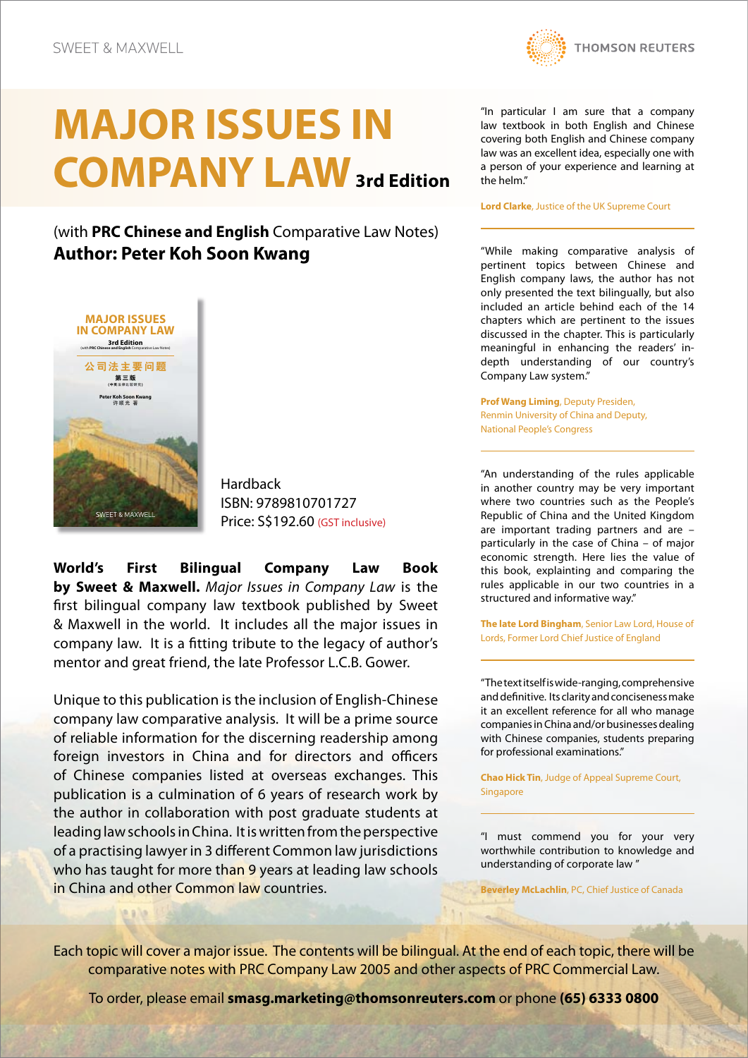SWEET & MAXWELL

THOMSON REUTERS

# MAJOR ISSUES IN COMPANY LAW 3rd Edition

(with **PRC Chinese and English** Comparative Law Notes)

**Author: Peter Koh Soon Kwang**

Hardback
ISBN: 9789810701727
Price: S$192.60 (GST inclusive)

**World's First Bilingual Company Law Book by Sweet & Maxwell.** *Major Issues in Company Law* is the first bilingual company law textbook published by Sweet & Maxwell in the world. It includes all the major issues in company law. It is a fitting tribute to the legacy of author's mentor and great friend, the late Professor L.C.B. Gower.

Unique to this publication is the inclusion of English-Chinese company law comparative analysis. It will be a prime source of reliable information for the discerning readership among foreign investors in China and for directors and officers of Chinese companies listed at overseas exchanges. This publication is a culmination of 6 years of research work by the author in collaboration with post graduate students at leading law schools in China. It is written from the perspective of a practising lawyer in 3 different Common law jurisdictions who has taught for more than 9 years at leading law schools in China and other Common law countries.

"In particular I am sure that a company law textbook in both English and Chinese covering both English and Chinese company law was an excellent idea, especially one with a person of your experience and learning at the helm."

**Lord Clarke**, Justice of the UK Supreme Court

"While making comparative analysis of pertinent topics between Chinese and English company laws, the author has not only presented the text bilingually, but also included an article behind each of the 14 chapters which are pertinent to the issues discussed in the chapter. This is particularly meaningful in enhancing the readers' in-depth understanding of our country's Company Law system."

**Prof Wang Liming**, Deputy Presiden, Renmin University of China and Deputy, National People's Congress

"An understanding of the rules applicable in another country may be very important where two countries such as the People's Republic of China and the United Kingdom are important trading partners and are – particularly in the case of China – of major economic strength. Here lies the value of this book, explaining and comparing the rules applicable in our two countries in a structured and informative way."

**The late Lord Bingham**, Senior Law Lord, House of Lords, Former Lord Chief Justice of England

"The text itself is wide-ranging, comprehensive and definitive. Its clarity and conciseness make it an excellent reference for all who manage companies in China and/or businesses dealing with Chinese companies, students preparing for professional examinations."

**Chao Hick Tin**, Judge of Appeal Supreme Court, Singapore

"I must commend you for your very worthwhile contribution to knowledge and understanding of corporate law "

**Beverley McLachlin**, PC, Chief Justice of Canada

Each topic will cover a major issue. The contents will be bilingual. At the end of each topic, there will be comparative notes with PRC Company Law 2005 and other aspects of PRC Commercial Law.

To order, please email **smasg.marketing@thomsonreuters.com** or phone **(65) 6333 0800**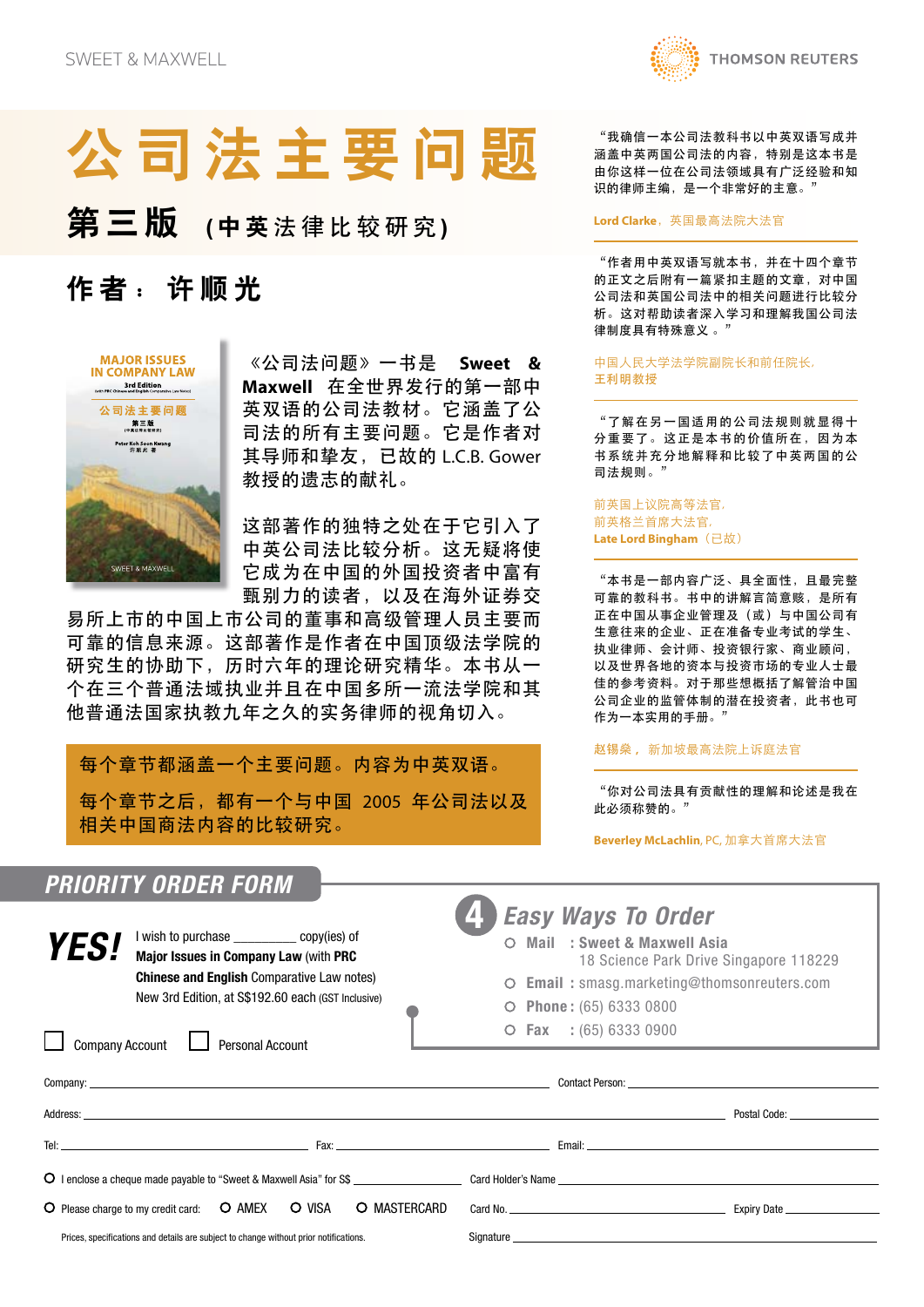SWEET & MAXWELL

THOMSON REUTERS

# 公司法主要问题

## 第三版 (中英法律比较研究)

## 作者：许顺光

《公司法问题》一书是 **Sweet & Maxwell** 在全世界发行的第一部中英双语的公司法教材。它涵盖了公司法的所有主要问题。它是作者对其导师和挚友，已故的 L.C.B. Gower 教授的遗志的献礼。

这部著作的独特之处在于它引入了中英公司法比较分析。这无疑将使它成为在中国的外国投资者中富有甄别力的读者，以及在海外证券交易所上市的中国上市公司的董事和高级管理人员主要而可靠的信息来源。这部著作是作者在中国顶级法学院的研究生的协助下，历时六年的理论研究精华。本书从一个在三个普通法域执业并且在中国多所一流法学院和其他普通法国家执教九年之久的实务律师的视角切入。

每个章节都涵盖一个主要问题。内容为中英双语。

每个章节之后，都有一个与中国 2005 年公司法以及相关中国商法内容的比较研究。

"我确信一本公司法教科书以中英双语写成并涵盖中英两国公司法的内容，特别是这本书是由你这样一位在公司法领域具有广泛经验和知识的律师主编，是一个非常好的主意。"

**Lord Clarke**，英国最高法院大法官

"作者用中英双语写就本书，并在十四个章节的正文之后附有一篇紧扣主题的文章，对中国公司法和英国公司法中的相关问题进行比较分析。这对帮助读者深入学习和理解我国公司法律制度具有特殊意义。"

中国人民大学法学院副院长和前任院长，王利明教授

"了解在另一国适用的公司法规则就显得十分重要了。这正是本书的价值所在，因为本书系统并充分地解释和比较了中英两国的公司法规则。"

前英国上议院高等法官，前英格兰首席大法官，**Late Lord Bingham**（已故）

"本书是一部内容广泛、具全面性，且最完整可靠的教科书。书中的讲解言简意赅，是所有正在中国从事企业管理及（或）与中国公司有生意往来的企业、正在准备专业考试的学生、执业律师、会计师、投资银行家、商业顾问，以及世界各地的资本与投资市场的专业人士最佳的参考资料。对于那些想概括了解管治中国公司企业的监管体制的潜在投资者，此书也可作为一本实用的手册。"

赵锡燊，新加坡最高法院上诉庭法官

"你对公司法具有贡献性的理解和论述是我在此必须称赞的。"

**Beverley McLachlin**, PC, 加拿大首席大法官

## PRIORITY ORDER FORM

**YES!** I wish to purchase ________ copy(ies) of **Major Issues in Company Law** (with **PRC Chinese and English** Comparative Law notes) New 3rd Edition, at S$192.60 each (GST Inclusive)

☐ Company Account ☐ Personal Account

### 4 Easy Ways To Order

- **Mail** : **Sweet & Maxwell Asia** 18 Science Park Drive Singapore 118229
- **Email** : smasg.marketing@thomsonreuters.com
- **Phone** : (65) 6333 0800
- **Fax** : (65) 6333 0900

Company: ____________ Contact Person: ____________

Address: ____________ Postal Code: ____________

Tel: ____________ Fax: ____________ Email: ____________

O I enclose a cheque made payable to "Sweet & Maxwell Asia" for S$ ____________ Card Holder's Name ____________

O Please charge to my credit card: O AMEX O VISA O MASTERCARD Card No. ____________ Expiry Date ____________

Prices, specifications and details are subject to change without prior notifications. Signature ____________